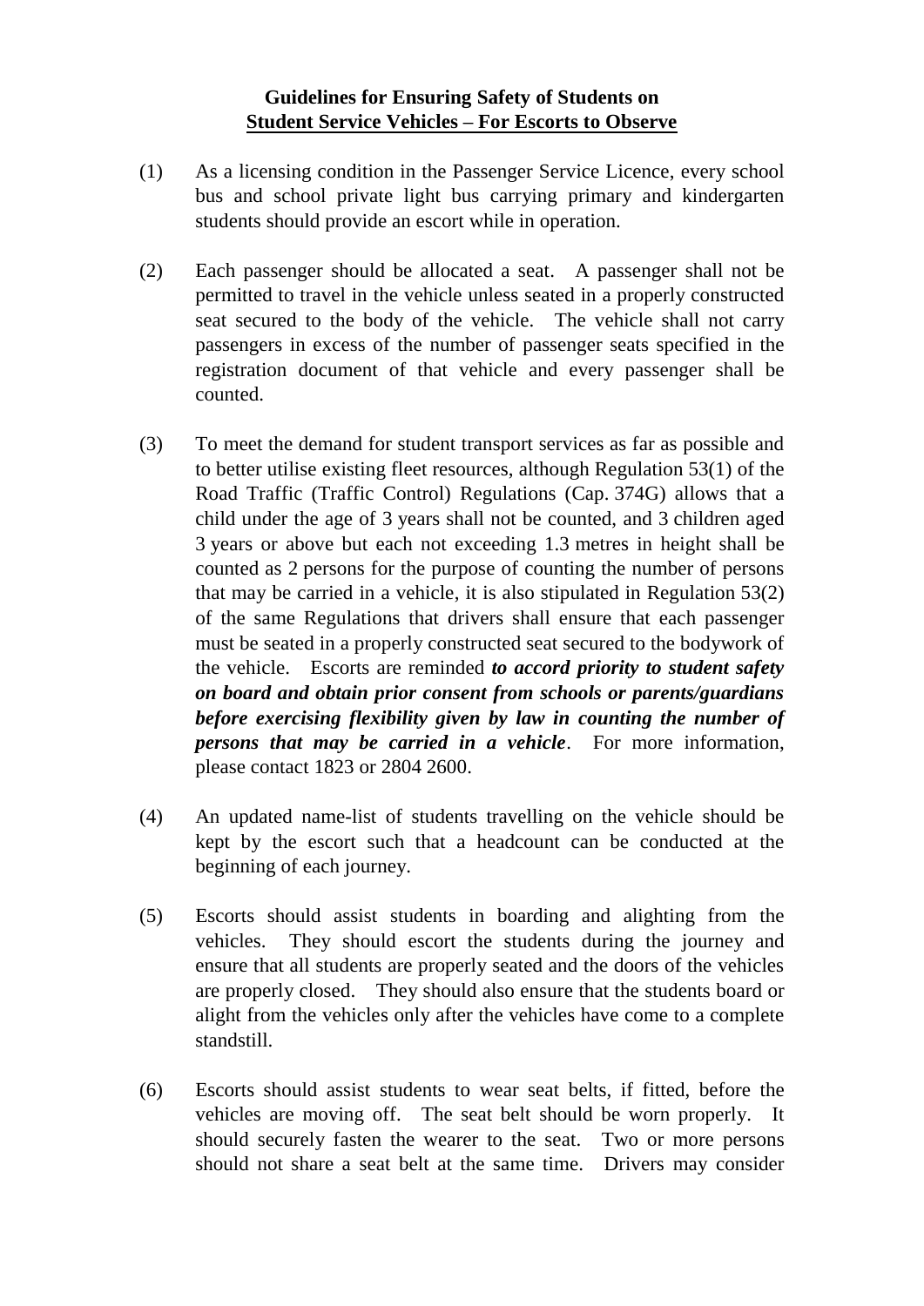**Guidelines for Ensuring Safety of Students on**
**<u>Student Service Vehicles – For Escorts to Observe</u>**

(1) As a licensing condition in the Passenger Service Licence, every school bus and school private light bus carrying primary and kindergarten students should provide an escort while in operation.

(2) Each passenger should be allocated a seat. A passenger shall not be permitted to travel in the vehicle unless seated in a properly constructed seat secured to the body of the vehicle. The vehicle shall not carry passengers in excess of the number of passenger seats specified in the registration document of that vehicle and every passenger shall be counted.

(3) To meet the demand for student transport services as far as possible and to better utilise existing fleet resources, although Regulation 53(1) of the Road Traffic (Traffic Control) Regulations (Cap. 374G) allows that a child under the age of 3 years shall not be counted, and 3 children aged 3 years or above but each not exceeding 1.3 metres in height shall be counted as 2 persons for the purpose of counting the number of persons that may be carried in a vehicle, it is also stipulated in Regulation 53(2) of the same Regulations that drivers shall ensure that each passenger must be seated in a properly constructed seat secured to the bodywork of the vehicle. Escorts are reminded ***to accord priority to student safety on board and obtain prior consent from schools or parents/guardians before exercising flexibility given by law in counting the number of persons that may be carried in a vehicle***. For more information, please contact 1823 or 2804 2600.

(4) An updated name-list of students travelling on the vehicle should be kept by the escort such that a headcount can be conducted at the beginning of each journey.

(5) Escorts should assist students in boarding and alighting from the vehicles. They should escort the students during the journey and ensure that all students are properly seated and the doors of the vehicles are properly closed. They should also ensure that the students board or alight from the vehicles only after the vehicles have come to a complete standstill.

(6) Escorts should assist students to wear seat belts, if fitted, before the vehicles are moving off. The seat belt should be worn properly. It should securely fasten the wearer to the seat. Two or more persons should not share a seat belt at the same time. Drivers may consider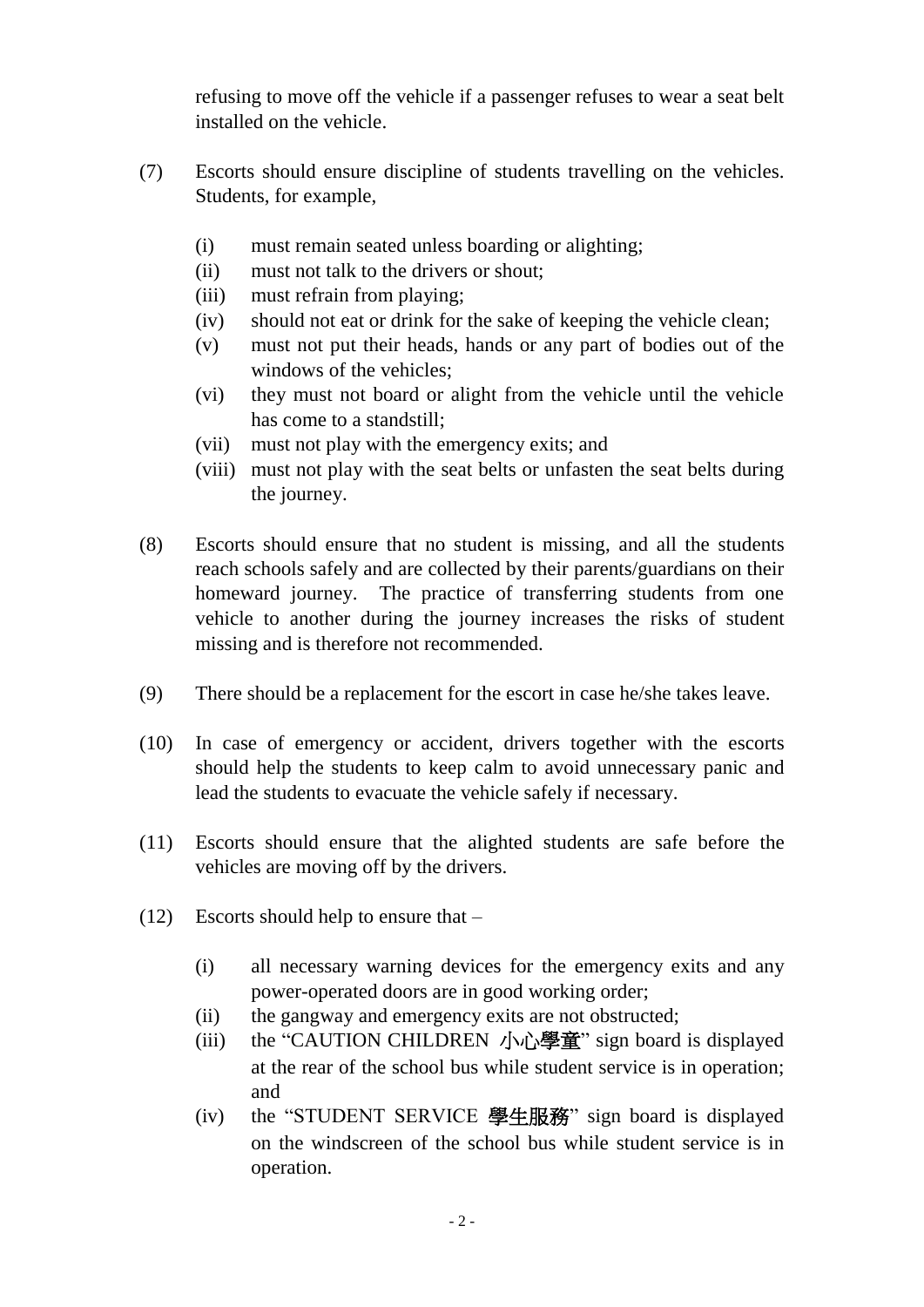refusing to move off the vehicle if a passenger refuses to wear a seat belt installed on the vehicle.

(7) Escorts should ensure discipline of students travelling on the vehicles. Students, for example,

   (i) must remain seated unless boarding or alighting;
   (ii) must not talk to the drivers or shout;
   (iii) must refrain from playing;
   (iv) should not eat or drink for the sake of keeping the vehicle clean;
   (v) must not put their heads, hands or any part of bodies out of the windows of the vehicles;
   (vi) they must not board or alight from the vehicle until the vehicle has come to a standstill;
   (vii) must not play with the emergency exits; and
   (viii) must not play with the seat belts or unfasten the seat belts during the journey.

(8) Escorts should ensure that no student is missing, and all the students reach schools safely and are collected by their parents/guardians on their homeward journey. The practice of transferring students from one vehicle to another during the journey increases the risks of student missing and is therefore not recommended.

(9) There should be a replacement for the escort in case he/she takes leave.

(10) In case of emergency or accident, drivers together with the escorts should help the students to keep calm to avoid unnecessary panic and lead the students to evacuate the vehicle safely if necessary.

(11) Escorts should ensure that the alighted students are safe before the vehicles are moving off by the drivers.

(12) Escorts should help to ensure that –

   (i) all necessary warning devices for the emergency exits and any power-operated doors are in good working order;
   (ii) the gangway and emergency exits are not obstructed;
   (iii) the "CAUTION CHILDREN 小心學童" sign board is displayed at the rear of the school bus while student service is in operation; and
   (iv) the "STUDENT SERVICE 學生服務" sign board is displayed on the windscreen of the school bus while student service is in operation.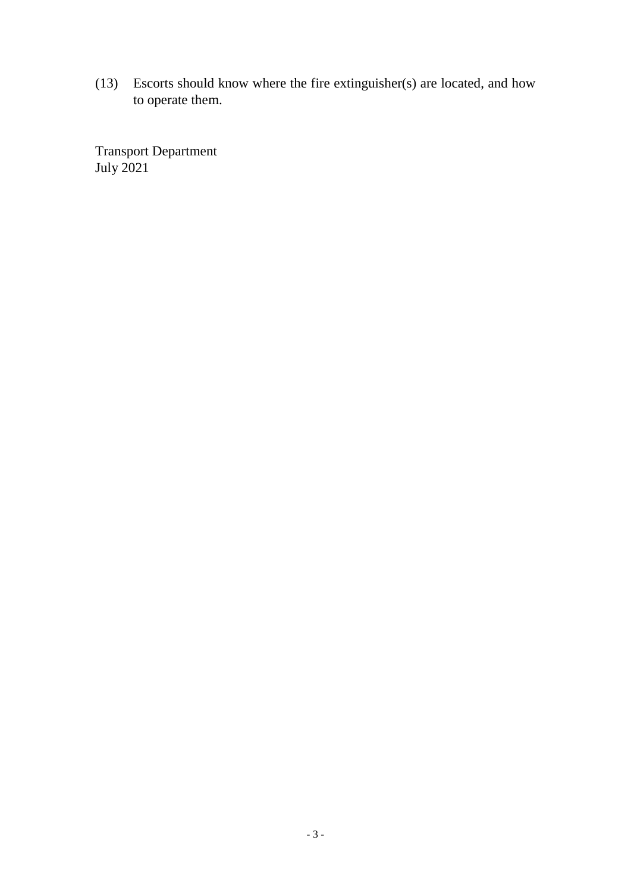(13) Escorts should know where the fire extinguisher(s) are located, and how to operate them.

Transport Department
July 2021